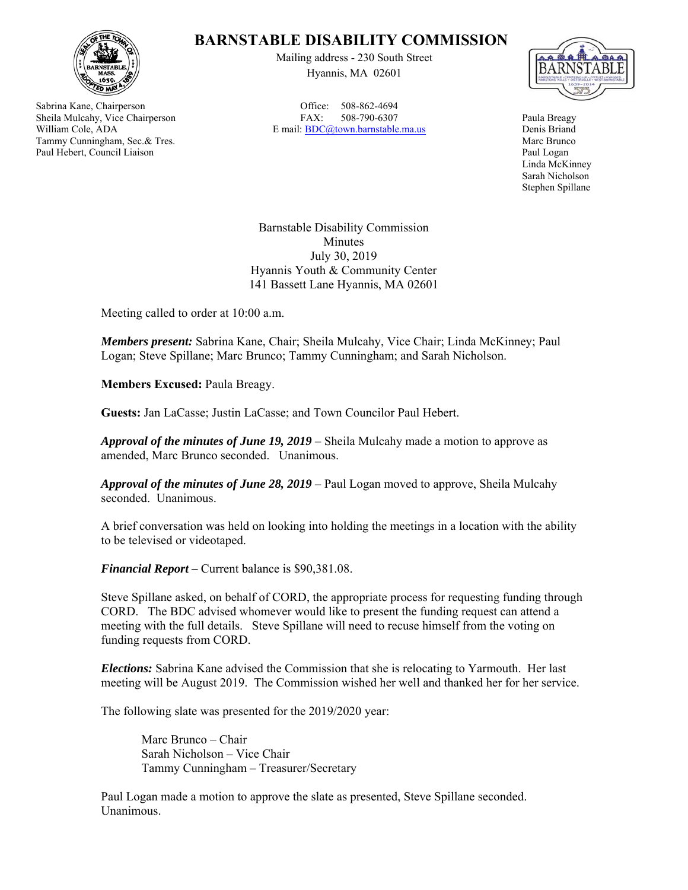# BARNSTABLE DISABILITY COMMISSION

Mailing address - 230 South Street
Hyannis, MA 02601

Office: 508-862-4694
FAX: 508-790-6307
E mail: BDC@town.barnstable.ma.us

Sabrina Kane, Chairperson
Sheila Mulcahy, Vice Chairperson
William Cole, ADA
Tammy Cunningham, Sec.& Tres.
Paul Hebert, Council Liaison

Paula Breagy
Denis Briand
Marc Brunco
Paul Logan
Linda McKinney
Sarah Nicholson
Stephen Spillane

Barnstable Disability Commission
Minutes
July 30, 2019
Hyannis Youth & Community Center
141 Bassett Lane Hyannis, MA 02601

Meeting called to order at 10:00 a.m.

***Members present:*** Sabrina Kane, Chair; Sheila Mulcahy, Vice Chair; Linda McKinney; Paul Logan; Steve Spillane; Marc Brunco; Tammy Cunningham; and Sarah Nicholson.

**Members Excused:** Paula Breagy.

**Guests:** Jan LaCasse; Justin LaCasse; and Town Councilor Paul Hebert.

***Approval of the minutes of June 19, 2019*** – Sheila Mulcahy made a motion to approve as amended, Marc Brunco seconded. Unanimous.

***Approval of the minutes of June 28, 2019*** – Paul Logan moved to approve, Sheila Mulcahy seconded. Unanimous.

A brief conversation was held on looking into holding the meetings in a location with the ability to be televised or videotaped.

***Financial Report –*** Current balance is $90,381.08.

Steve Spillane asked, on behalf of CORD, the appropriate process for requesting funding through CORD. The BDC advised whomever would like to present the funding request can attend a meeting with the full details. Steve Spillane will need to recuse himself from the voting on funding requests from CORD.

***Elections:*** Sabrina Kane advised the Commission that she is relocating to Yarmouth. Her last meeting will be August 2019. The Commission wished her well and thanked her for her service.

The following slate was presented for the 2019/2020 year:

Marc Brunco – Chair
Sarah Nicholson – Vice Chair
Tammy Cunningham – Treasurer/Secretary

Paul Logan made a motion to approve the slate as presented, Steve Spillane seconded. Unanimous.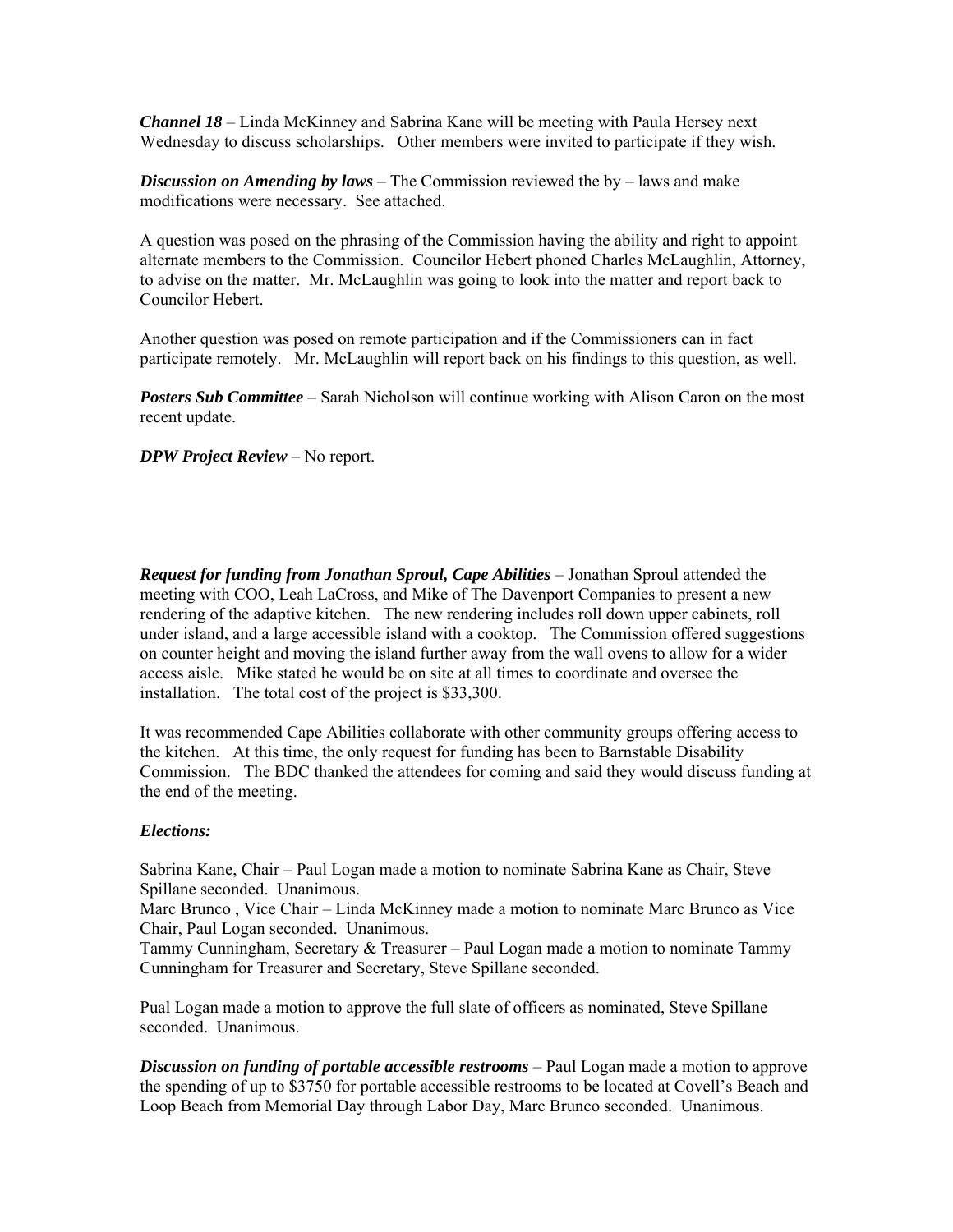***Channel 18*** – Linda McKinney and Sabrina Kane will be meeting with Paula Hersey next Wednesday to discuss scholarships. Other members were invited to participate if they wish.

***Discussion on Amending by laws*** – The Commission reviewed the by – laws and make modifications were necessary. See attached.

A question was posed on the phrasing of the Commission having the ability and right to appoint alternate members to the Commission. Councilor Hebert phoned Charles McLaughlin, Attorney, to advise on the matter. Mr. McLaughlin was going to look into the matter and report back to Councilor Hebert.

Another question was posed on remote participation and if the Commissioners can in fact participate remotely. Mr. McLaughlin will report back on his findings to this question, as well.

***Posters Sub Committee*** – Sarah Nicholson will continue working with Alison Caron on the most recent update.

***DPW Project Review*** – No report.

***Request for funding from Jonathan Sproul, Cape Abilities*** – Jonathan Sproul attended the meeting with COO, Leah LaCross, and Mike of The Davenport Companies to present a new rendering of the adaptive kitchen. The new rendering includes roll down upper cabinets, roll under island, and a large accessible island with a cooktop. The Commission offered suggestions on counter height and moving the island further away from the wall ovens to allow for a wider access aisle. Mike stated he would be on site at all times to coordinate and oversee the installation. The total cost of the project is $33,300.

It was recommended Cape Abilities collaborate with other community groups offering access to the kitchen. At this time, the only request for funding has been to Barnstable Disability Commission. The BDC thanked the attendees for coming and said they would discuss funding at the end of the meeting.

***Elections:***

Sabrina Kane, Chair – Paul Logan made a motion to nominate Sabrina Kane as Chair, Steve Spillane seconded. Unanimous.
Marc Brunco , Vice Chair – Linda McKinney made a motion to nominate Marc Brunco as Vice Chair, Paul Logan seconded. Unanimous.
Tammy Cunningham, Secretary & Treasurer – Paul Logan made a motion to nominate Tammy Cunningham for Treasurer and Secretary, Steve Spillane seconded.

Pual Logan made a motion to approve the full slate of officers as nominated, Steve Spillane seconded. Unanimous.

***Discussion on funding of portable accessible restrooms*** – Paul Logan made a motion to approve the spending of up to $3750 for portable accessible restrooms to be located at Covell's Beach and Loop Beach from Memorial Day through Labor Day, Marc Brunco seconded. Unanimous.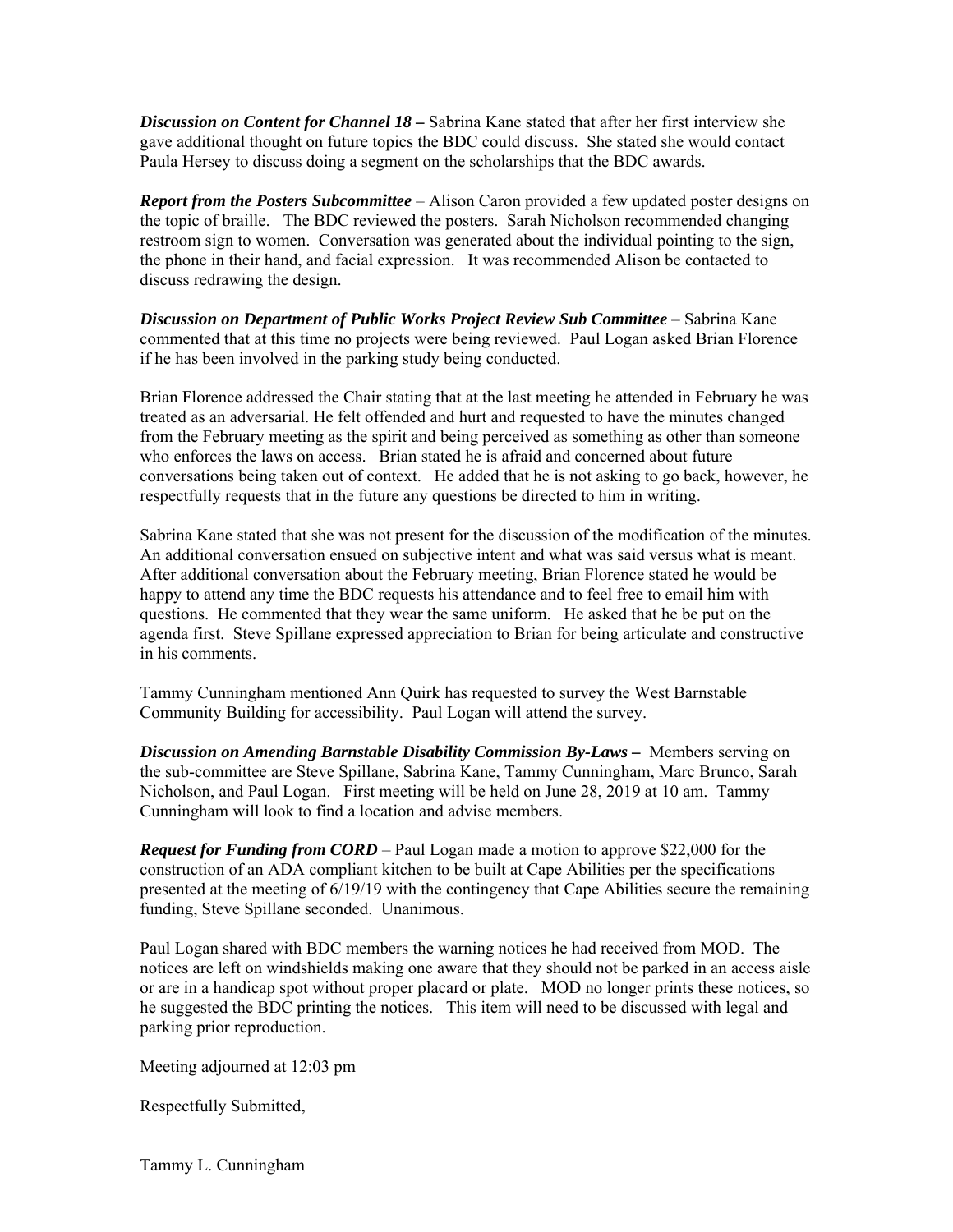***Discussion on Content for Channel 18 –*** Sabrina Kane stated that after her first interview she gave additional thought on future topics the BDC could discuss. She stated she would contact Paula Hersey to discuss doing a segment on the scholarships that the BDC awards.

***Report from the Posters Subcommittee*** – Alison Caron provided a few updated poster designs on the topic of braille. The BDC reviewed the posters. Sarah Nicholson recommended changing restroom sign to women. Conversation was generated about the individual pointing to the sign, the phone in their hand, and facial expression. It was recommended Alison be contacted to discuss redrawing the design.

***Discussion on Department of Public Works Project Review Sub Committee*** – Sabrina Kane commented that at this time no projects were being reviewed. Paul Logan asked Brian Florence if he has been involved in the parking study being conducted.

Brian Florence addressed the Chair stating that at the last meeting he attended in February he was treated as an adversarial. He felt offended and hurt and requested to have the minutes changed from the February meeting as the spirit and being perceived as something as other than someone who enforces the laws on access. Brian stated he is afraid and concerned about future conversations being taken out of context. He added that he is not asking to go back, however, he respectfully requests that in the future any questions be directed to him in writing.

Sabrina Kane stated that she was not present for the discussion of the modification of the minutes. An additional conversation ensued on subjective intent and what was said versus what is meant. After additional conversation about the February meeting, Brian Florence stated he would be happy to attend any time the BDC requests his attendance and to feel free to email him with questions. He commented that they wear the same uniform. He asked that he be put on the agenda first. Steve Spillane expressed appreciation to Brian for being articulate and constructive in his comments.

Tammy Cunningham mentioned Ann Quirk has requested to survey the West Barnstable Community Building for accessibility. Paul Logan will attend the survey.

***Discussion on Amending Barnstable Disability Commission By-Laws –*** Members serving on the sub-committee are Steve Spillane, Sabrina Kane, Tammy Cunningham, Marc Brunco, Sarah Nicholson, and Paul Logan. First meeting will be held on June 28, 2019 at 10 am. Tammy Cunningham will look to find a location and advise members.

***Request for Funding from CORD*** – Paul Logan made a motion to approve $22,000 for the construction of an ADA compliant kitchen to be built at Cape Abilities per the specifications presented at the meeting of 6/19/19 with the contingency that Cape Abilities secure the remaining funding, Steve Spillane seconded. Unanimous.

Paul Logan shared with BDC members the warning notices he had received from MOD. The notices are left on windshields making one aware that they should not be parked in an access aisle or are in a handicap spot without proper placard or plate. MOD no longer prints these notices, so he suggested the BDC printing the notices. This item will need to be discussed with legal and parking prior reproduction.

Meeting adjourned at 12:03 pm

Respectfully Submitted,

Tammy L. Cunningham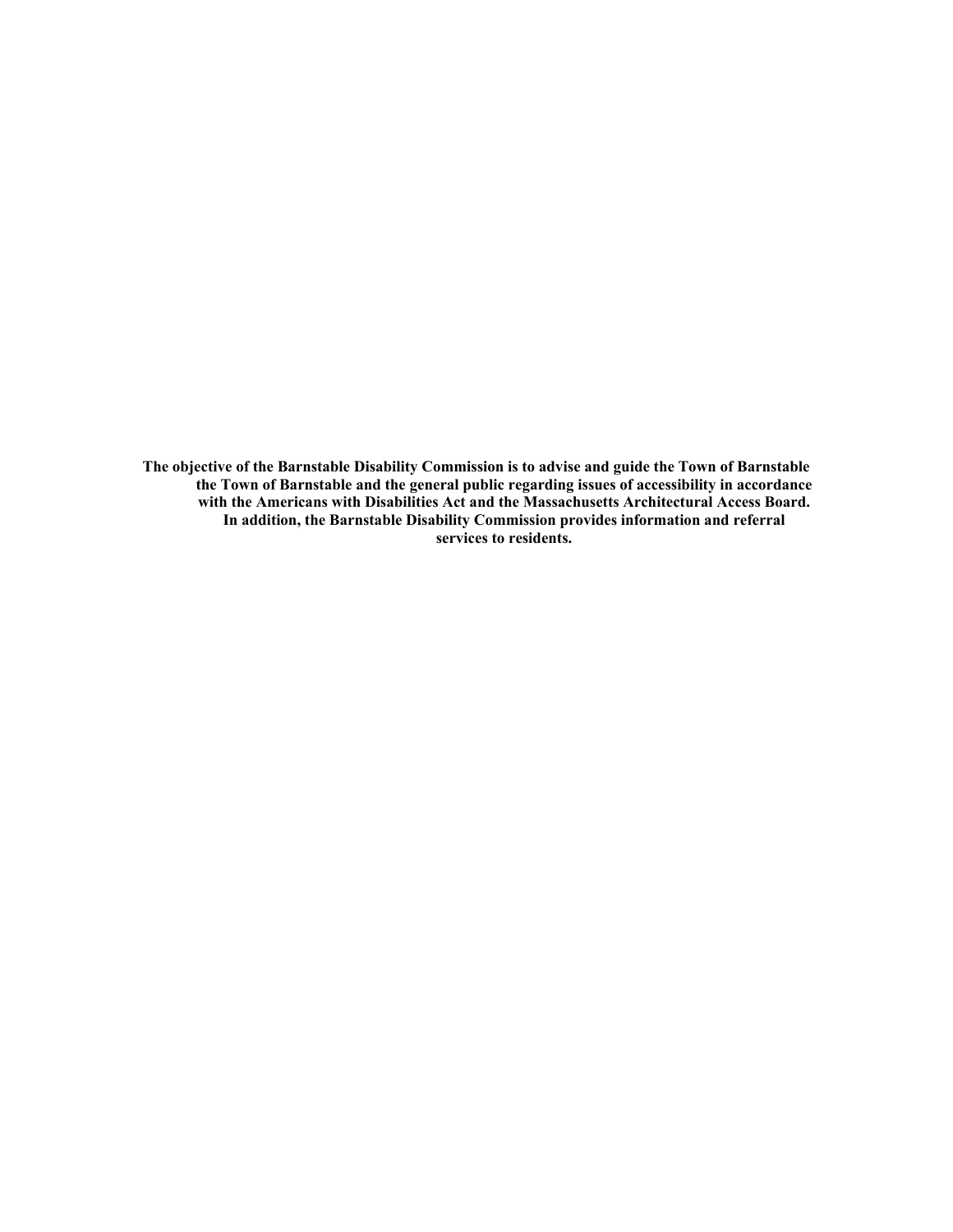**The objective of the Barnstable Disability Commission is to advise and guide the Town of Barnstable the Town of Barnstable and the general public regarding issues of accessibility in accordance with the Americans with Disabilities Act and the Massachusetts Architectural Access Board. In addition, the Barnstable Disability Commission provides information and referral services to residents.**